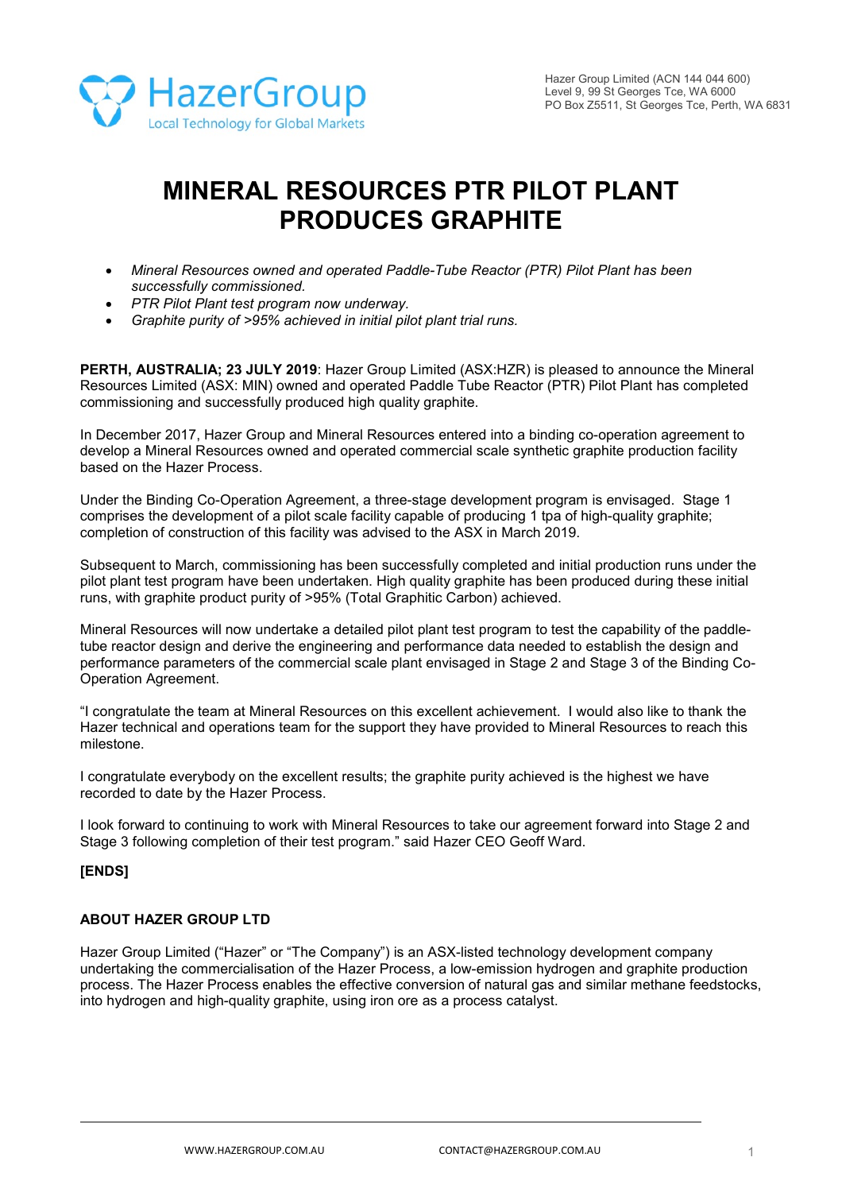Hazer Group Limited (ACN 144 044 600)
Level 9, 99 St Georges Tce, WA 6000
PO Box Z5511, St Georges Tce, Perth, WA 6831

# MINERAL RESOURCES PTR PILOT PLANT PRODUCES GRAPHITE

- *Mineral Resources owned and operated Paddle-Tube Reactor (PTR) Pilot Plant has been successfully commissioned.*
- *PTR Pilot Plant test program now underway.*
- *Graphite purity of >95% achieved in initial pilot plant trial runs.*

**PERTH, AUSTRALIA; 23 JULY 2019**: Hazer Group Limited (ASX:HZR) is pleased to announce the Mineral Resources Limited (ASX: MIN) owned and operated Paddle Tube Reactor (PTR) Pilot Plant has completed commissioning and successfully produced high quality graphite.

In December 2017, Hazer Group and Mineral Resources entered into a binding co-operation agreement to develop a Mineral Resources owned and operated commercial scale synthetic graphite production facility based on the Hazer Process.

Under the Binding Co-Operation Agreement, a three-stage development program is envisaged. Stage 1 comprises the development of a pilot scale facility capable of producing 1 tpa of high-quality graphite; completion of construction of this facility was advised to the ASX in March 2019.

Subsequent to March, commissioning has been successfully completed and initial production runs under the pilot plant test program have been undertaken. High quality graphite has been produced during these initial runs, with graphite product purity of >95% (Total Graphitic Carbon) achieved.

Mineral Resources will now undertake a detailed pilot plant test program to test the capability of the paddle-tube reactor design and derive the engineering and performance data needed to establish the design and performance parameters of the commercial scale plant envisaged in Stage 2 and Stage 3 of the Binding Co-Operation Agreement.

"I congratulate the team at Mineral Resources on this excellent achievement. I would also like to thank the Hazer technical and operations team for the support they have provided to Mineral Resources to reach this milestone.

I congratulate everybody on the excellent results; the graphite purity achieved is the highest we have recorded to date by the Hazer Process.

I look forward to continuing to work with Mineral Resources to take our agreement forward into Stage 2 and Stage 3 following completion of their test program." said Hazer CEO Geoff Ward.

**[ENDS]**

### ABOUT HAZER GROUP LTD

Hazer Group Limited ("Hazer" or "The Company") is an ASX-listed technology development company undertaking the commercialisation of the Hazer Process, a low-emission hydrogen and graphite production process. The Hazer Process enables the effective conversion of natural gas and similar methane feedstocks, into hydrogen and high-quality graphite, using iron ore as a process catalyst.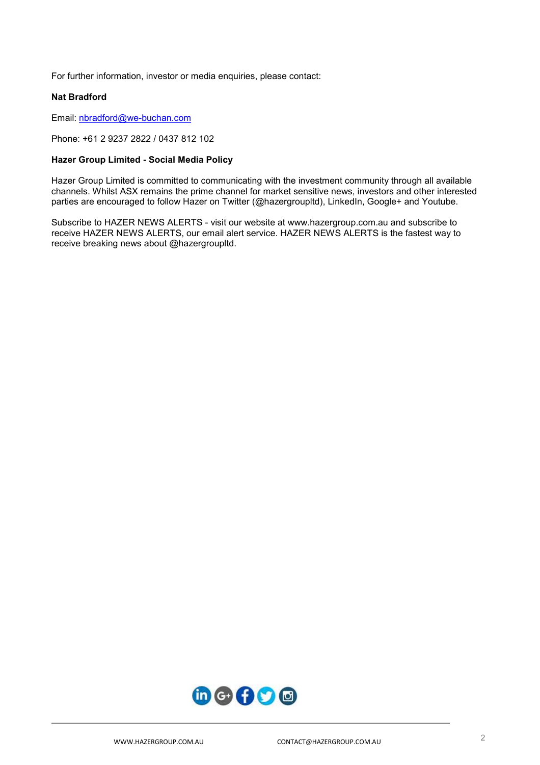For further information, investor or media enquiries, please contact:

**Nat Bradford**

Email: nbradford@we-buchan.com

Phone: +61 2 9237 2822 / 0437 812 102

**Hazer Group Limited - Social Media Policy**

Hazer Group Limited is committed to communicating with the investment community through all available channels. Whilst ASX remains the prime channel for market sensitive news, investors and other interested parties are encouraged to follow Hazer on Twitter (@hazergroupltd), LinkedIn, Google+ and Youtube.

Subscribe to HAZER NEWS ALERTS - visit our website at www.hazergroup.com.au and subscribe to receive HAZER NEWS ALERTS, our email alert service. HAZER NEWS ALERTS is the fastest way to receive breaking news about @hazergroupltd.